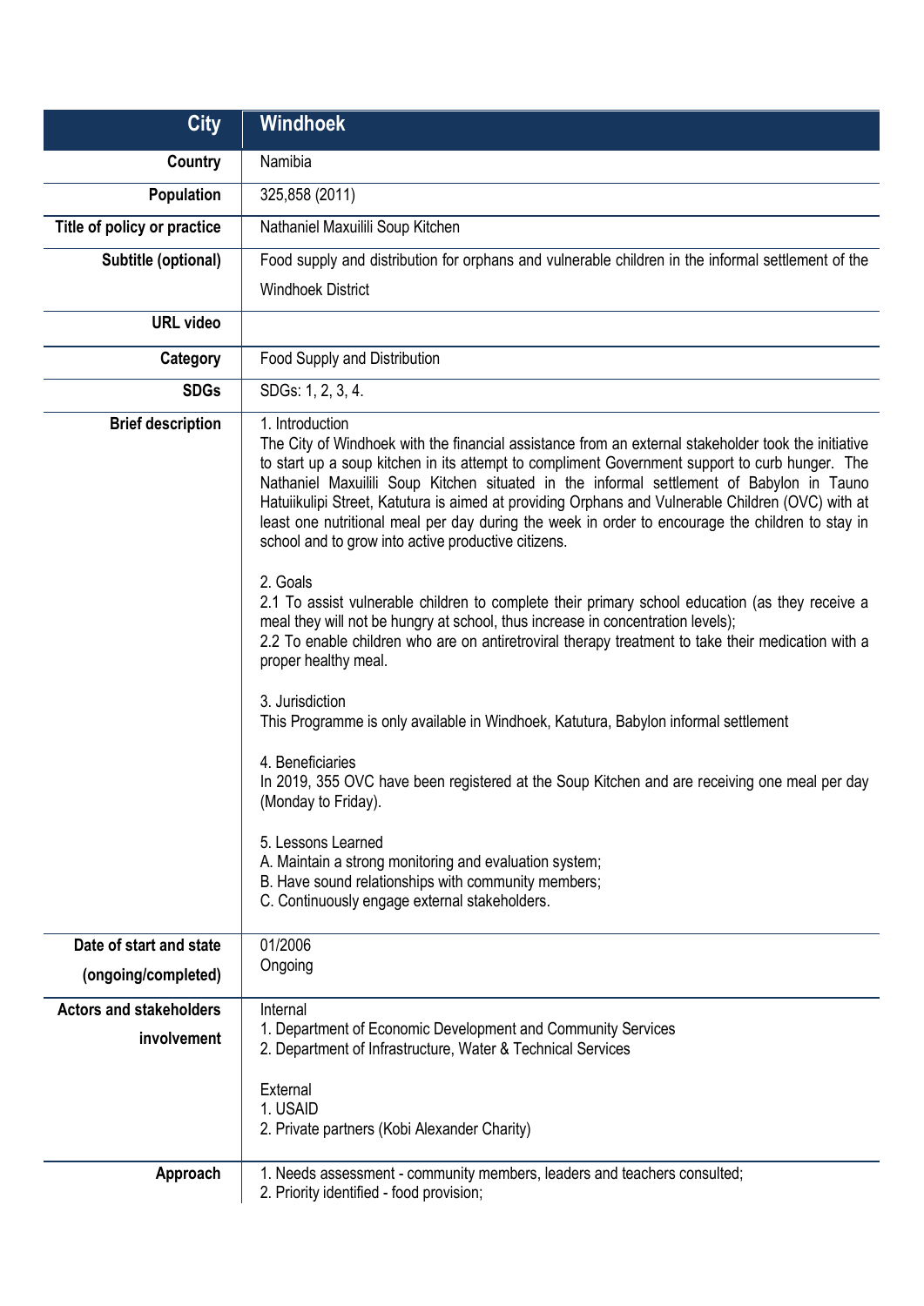| City | Windhoek |
|---|---|
| Country | Namibia |
| Population | 325,858 (2011) |
| Title of policy or practice | Nathaniel Maxuilili Soup Kitchen |
| Subtitle (optional) | Food supply and distribution for orphans and vulnerable children in the informal settlement of the Windhoek District |
| URL video | |
| Category | Food Supply and Distribution |
| SDGs | SDGs: 1, 2, 3, 4. |
| Brief description | 1. Introduction<br>The City of Windhoek with the financial assistance from an external stakeholder took the initiative to start up a soup kitchen in its attempt to compliment Government support to curb hunger. The Nathaniel Maxuilili Soup Kitchen situated in the informal settlement of Babylon in Tauno Hatuiikulipi Street, Katutura is aimed at providing Orphans and Vulnerable Children (OVC) with at least one nutritional meal per day during the week in order to encourage the children to stay in school and to grow into active productive citizens.<br><br>2. Goals<br>2.1 To assist vulnerable children to complete their primary school education (as they receive a meal they will not be hungry at school, thus increase in concentration levels);<br>2.2 To enable children who are on antiretroviral therapy treatment to take their medication with a proper healthy meal.<br><br>3. Jurisdiction<br>This Programme is only available in Windhoek, Katutura, Babylon informal settlement<br><br>4. Beneficiaries<br>In 2019, 355 OVC have been registered at the Soup Kitchen and are receiving one meal per day (Monday to Friday).<br><br>5. Lessons Learned<br>A. Maintain a strong monitoring and evaluation system;<br>B. Have sound relationships with community members;<br>C. Continuously engage external stakeholders. |
| Date of start and state (ongoing/completed) | 01/2006<br>Ongoing |
| Actors and stakeholders involvement | Internal<br>1. Department of Economic Development and Community Services<br>2. Department of Infrastructure, Water & Technical Services<br><br>External<br>1. USAID<br>2. Private partners (Kobi Alexander Charity) |
| Approach | 1. Needs assessment - community members, leaders and teachers consulted;<br>2. Priority identified - food provision; |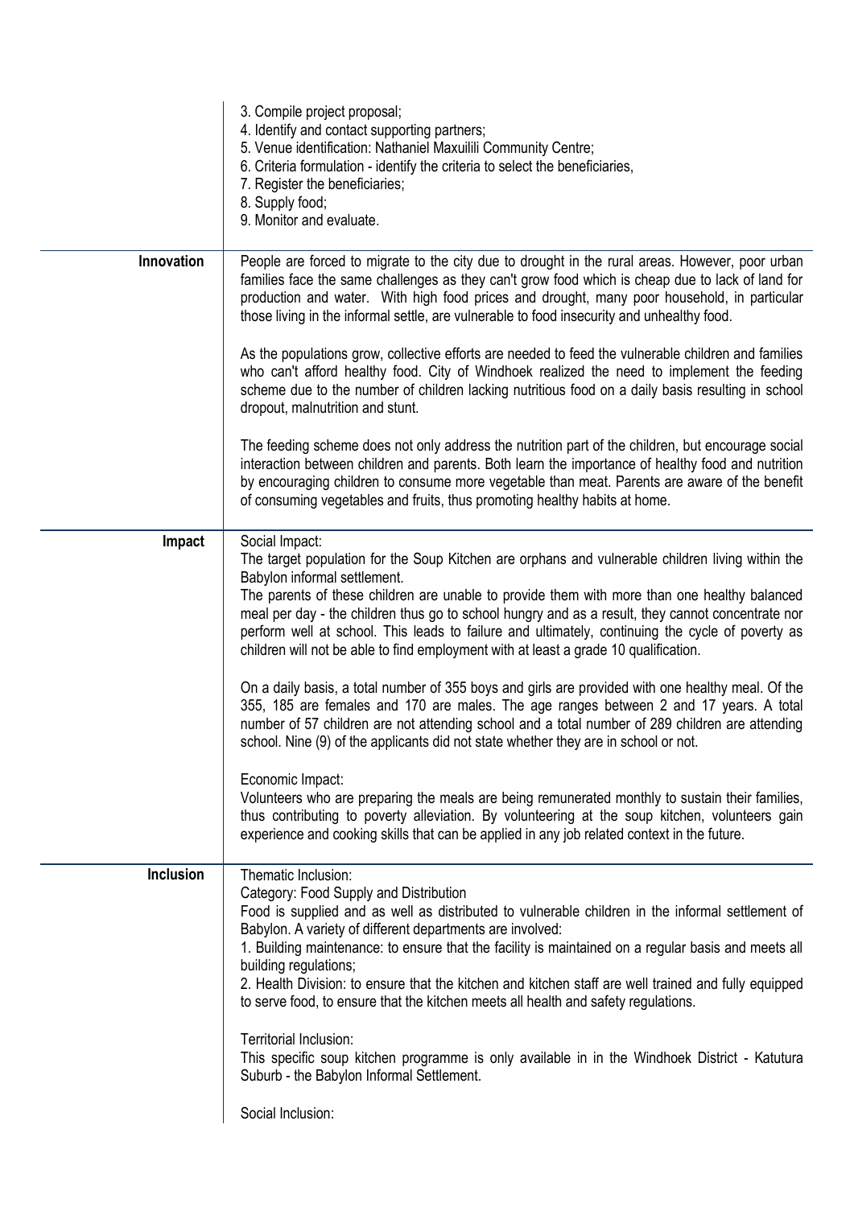|  |  |
|---|---|
|  | 3. Compile project proposal;<br>4. Identify and contact supporting partners;<br>5. Venue identification: Nathaniel Maxuilili Community Centre;<br>6. Criteria formulation - identify the criteria to select the beneficiaries,<br>7. Register the beneficiaries;<br>8. Supply food;<br>9. Monitor and evaluate. |
| **Innovation** | People are forced to migrate to the city due to drought in the rural areas. However, poor urban families face the same challenges as they can't grow food which is cheap due to lack of land for production and water. With high food prices and drought, many poor household, in particular those living in the informal settle, are vulnerable to food insecurity and unhealthy food.<br><br>As the populations grow, collective efforts are needed to feed the vulnerable children and families who can't afford healthy food. City of Windhoek realized the need to implement the feeding scheme due to the number of children lacking nutritious food on a daily basis resulting in school dropout, malnutrition and stunt.<br><br>The feeding scheme does not only address the nutrition part of the children, but encourage social interaction between children and parents. Both learn the importance of healthy food and nutrition by encouraging children to consume more vegetable than meat. Parents are aware of the benefit of consuming vegetables and fruits, thus promoting healthy habits at home. |
| **Impact** | Social Impact:<br>The target population for the Soup Kitchen are orphans and vulnerable children living within the Babylon informal settlement.<br>The parents of these children are unable to provide them with more than one healthy balanced meal per day - the children thus go to school hungry and as a result, they cannot concentrate nor perform well at school. This leads to failure and ultimately, continuing the cycle of poverty as children will not be able to find employment with at least a grade 10 qualification.<br><br>On a daily basis, a total number of 355 boys and girls are provided with one healthy meal. Of the 355, 185 are females and 170 are males. The age ranges between 2 and 17 years. A total number of 57 children are not attending school and a total number of 289 children are attending school. Nine (9) of the applicants did not state whether they are in school or not.<br><br>Economic Impact:<br>Volunteers who are preparing the meals are being remunerated monthly to sustain their families, thus contributing to poverty alleviation. By volunteering at the soup kitchen, volunteers gain experience and cooking skills that can be applied in any job related context in the future. |
| **Inclusion** | Thematic Inclusion:<br>Category: Food Supply and Distribution<br>Food is supplied and as well as distributed to vulnerable children in the informal settlement of Babylon. A variety of different departments are involved:<br>1. Building maintenance: to ensure that the facility is maintained on a regular basis and meets all building regulations;<br>2. Health Division: to ensure that the kitchen and kitchen staff are well trained and fully equipped to serve food, to ensure that the kitchen meets all health and safety regulations.<br><br>Territorial Inclusion:<br>This specific soup kitchen programme is only available in in the Windhoek District - Katutura Suburb - the Babylon Informal Settlement.<br><br>Social Inclusion: |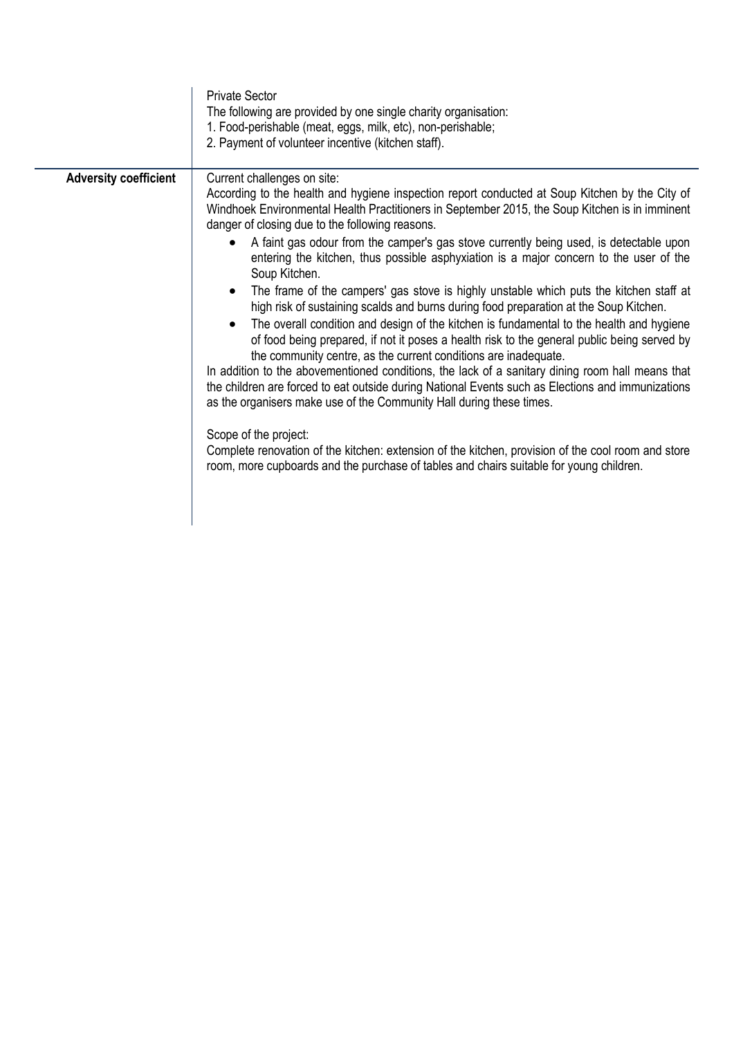| | |
|---|---|
| | Private Sector<br>The following are provided by one single charity organisation:<br>1. Food-perishable (meat, eggs, milk, etc), non-perishable;<br>2. Payment of volunteer incentive (kitchen staff). |
| **Adversity coefficient** | Current challenges on site:<br>According to the health and hygiene inspection report conducted at Soup Kitchen by the City of Windhoek Environmental Health Practitioners in September 2015, the Soup Kitchen is in imminent danger of closing due to the following reasons.<br>• A faint gas odour from the camper's gas stove currently being used, is detectable upon entering the kitchen, thus possible asphyxiation is a major concern to the user of the Soup Kitchen.<br>• The frame of the campers' gas stove is highly unstable which puts the kitchen staff at high risk of sustaining scalds and burns during food preparation at the Soup Kitchen.<br>• The overall condition and design of the kitchen is fundamental to the health and hygiene of food being prepared, if not it poses a health risk to the general public being served by the community centre, as the current conditions are inadequate.<br>In addition to the abovementioned conditions, the lack of a sanitary dining room hall means that the children are forced to eat outside during National Events such as Elections and immunizations as the organisers make use of the Community Hall during these times.<br><br>Scope of the project:<br>Complete renovation of the kitchen: extension of the kitchen, provision of the cool room and store room, more cupboards and the purchase of tables and chairs suitable for young children. |